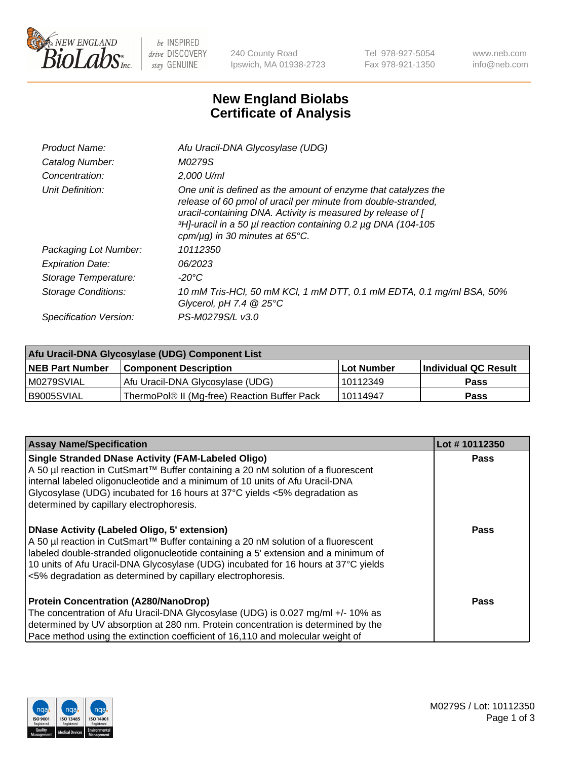New England Biolabs
240 County Road
Ipswich, MA 01938-2723
Tel 978-927-5054
Fax 978-921-1350
www.neb.com
info@neb.com

# New England Biolabs Certificate of Analysis

| | |
|---|---|
| Product Name: | Afu Uracil-DNA Glycosylase (UDG) |
| Catalog Number: | M0279S |
| Concentration: | 2,000 U/ml |
| Unit Definition: | One unit is defined as the amount of enzyme that catalyzes the release of 60 pmol of uracil per minute from double-stranded, uracil-containing DNA. Activity is measured by release of [ $^3$H]-uracil in a 50 µl reaction containing 0.2 µg DNA (104-105 cpm/µg) in 30 minutes at 65°C. |
| Packaging Lot Number: | 10112350 |
| Expiration Date: | 06/2023 |
| Storage Temperature: | -20°C |
| Storage Conditions: | 10 mM Tris-HCl, 50 mM KCl, 1 mM DTT, 0.1 mM EDTA, 0.1 mg/ml BSA, 50% Glycerol, pH 7.4 @ 25°C |
| Specification Version: | PS-M0279S/L v3.0 |

| Afu Uracil-DNA Glycosylase (UDG) Component List | | | |
|---|---|---|---|
| **NEB Part Number** | **Component Description** | **Lot Number** | **Individual QC Result** |
| M0279SVIAL | Afu Uracil-DNA Glycosylase (UDG) | 10112349 | **Pass** |
| B9005SVIAL | ThermoPol® II (Mg-free) Reaction Buffer Pack | 10114947 | **Pass** |

| Assay Name/Specification | Lot # 10112350 |
|---|---|
| **Single Stranded DNase Activity (FAM-Labeled Oligo)**<br>A 50 µl reaction in CutSmart™ Buffer containing a 20 nM solution of a fluorescent internal labeled oligonucleotide and a minimum of 10 units of Afu Uracil-DNA Glycosylase (UDG) incubated for 16 hours at 37°C yields <5% degradation as determined by capillary electrophoresis. | **Pass** |
| **DNase Activity (Labeled Oligo, 5' extension)**<br>A 50 µl reaction in CutSmart™ Buffer containing a 20 nM solution of a fluorescent labeled double-stranded oligonucleotide containing a 5' extension and a minimum of 10 units of Afu Uracil-DNA Glycosylase (UDG) incubated for 16 hours at 37°C yields <5% degradation as determined by capillary electrophoresis. | **Pass** |
| **Protein Concentration (A280/NanoDrop)**<br>The concentration of Afu Uracil-DNA Glycosylase (UDG) is 0.027 mg/ml +/- 10% as determined by UV absorption at 280 nm. Protein concentration is determined by the Pace method using the extinction coefficient of 16,110 and molecular weight of | **Pass** |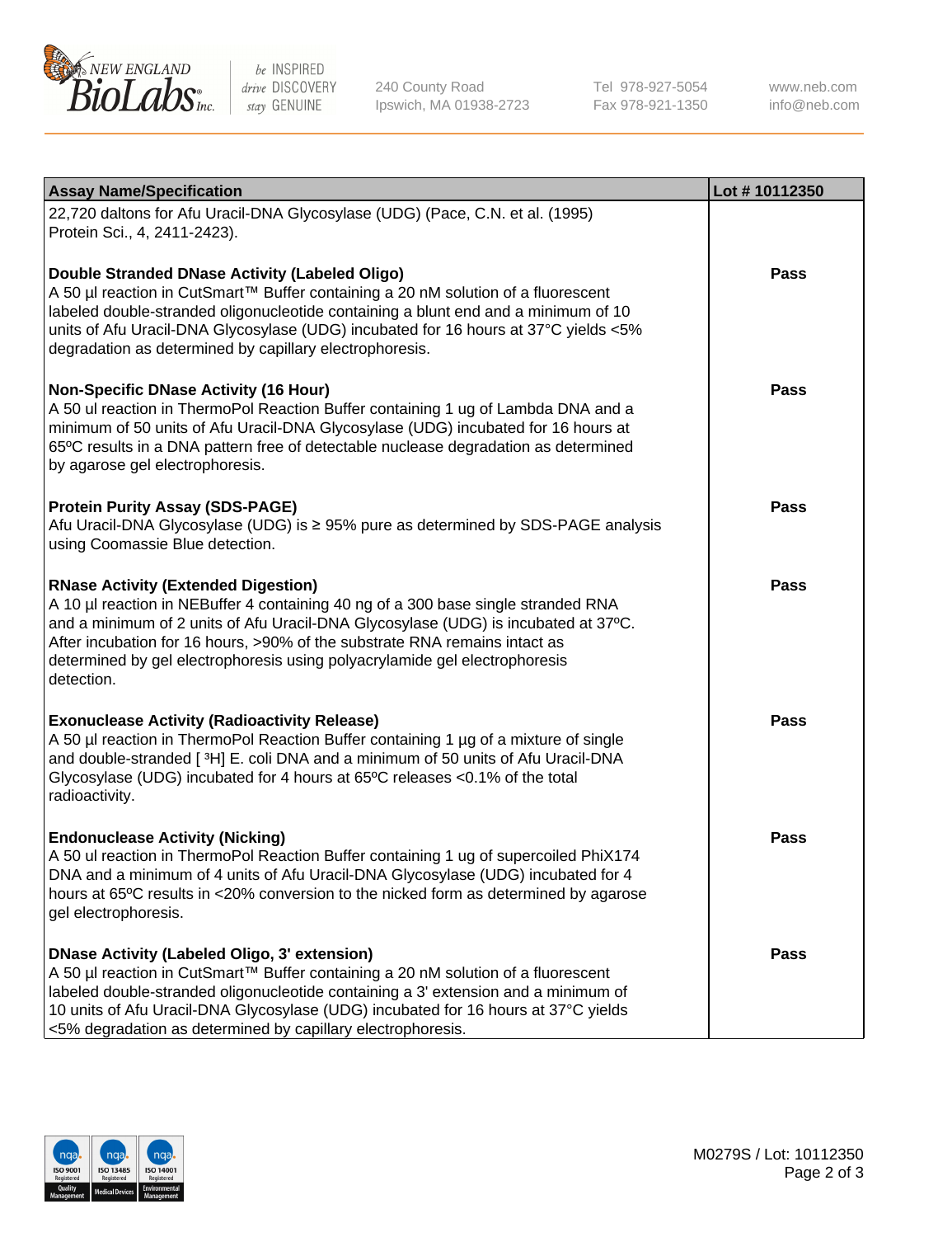| Assay Name/Specification | Lot # 10112350 |
|---|---|
| 22,720 daltons for Afu Uracil-DNA Glycosylase (UDG) (Pace, C.N. et al. (1995) Protein Sci., 4, 2411-2423). | |
| **Double Stranded DNase Activity (Labeled Oligo)**<br>A 50 µl reaction in CutSmart™ Buffer containing a 20 nM solution of a fluorescent labeled double-stranded oligonucleotide containing a blunt end and a minimum of 10 units of Afu Uracil-DNA Glycosylase (UDG) incubated for 16 hours at 37°C yields <5% degradation as determined by capillary electrophoresis. | **Pass** |
| **Non-Specific DNase Activity (16 Hour)**<br>A 50 ul reaction in ThermoPol Reaction Buffer containing 1 ug of Lambda DNA and a minimum of 50 units of Afu Uracil-DNA Glycosylase (UDG) incubated for 16 hours at 65ºC results in a DNA pattern free of detectable nuclease degradation as determined by agarose gel electrophoresis. | **Pass** |
| **Protein Purity Assay (SDS-PAGE)**<br>Afu Uracil-DNA Glycosylase (UDG) is ≥ 95% pure as determined by SDS-PAGE analysis using Coomassie Blue detection. | **Pass** |
| **RNase Activity (Extended Digestion)**<br>A 10 µl reaction in NEBuffer 4 containing 40 ng of a 300 base single stranded RNA and a minimum of 2 units of Afu Uracil-DNA Glycosylase (UDG) is incubated at 37ºC. After incubation for 16 hours, >90% of the substrate RNA remains intact as determined by gel electrophoresis using polyacrylamide gel electrophoresis detection. | **Pass** |
| **Exonuclease Activity (Radioactivity Release)**<br>A 50 µl reaction in ThermoPol Reaction Buffer containing 1 µg of a mixture of single and double-stranded [ $^3$H] E. coli DNA and a minimum of 50 units of Afu Uracil-DNA Glycosylase (UDG) incubated for 4 hours at 65ºC releases <0.1% of the total radioactivity. | **Pass** |
| **Endonuclease Activity (Nicking)**<br>A 50 ul reaction in ThermoPol Reaction Buffer containing 1 ug of supercoiled PhiX174 DNA and a minimum of 4 units of Afu Uracil-DNA Glycosylase (UDG) incubated for 4 hours at 65ºC results in <20% conversion to the nicked form as determined by agarose gel electrophoresis. | **Pass** |
| **DNase Activity (Labeled Oligo, 3' extension)**<br>A 50 µl reaction in CutSmart™ Buffer containing a 20 nM solution of a fluorescent labeled double-stranded oligonucleotide containing a 3' extension and a minimum of 10 units of Afu Uracil-DNA Glycosylase (UDG) incubated for 16 hours at 37°C yields <5% degradation as determined by capillary electrophoresis. | **Pass** |

M0279S / Lot: 10112350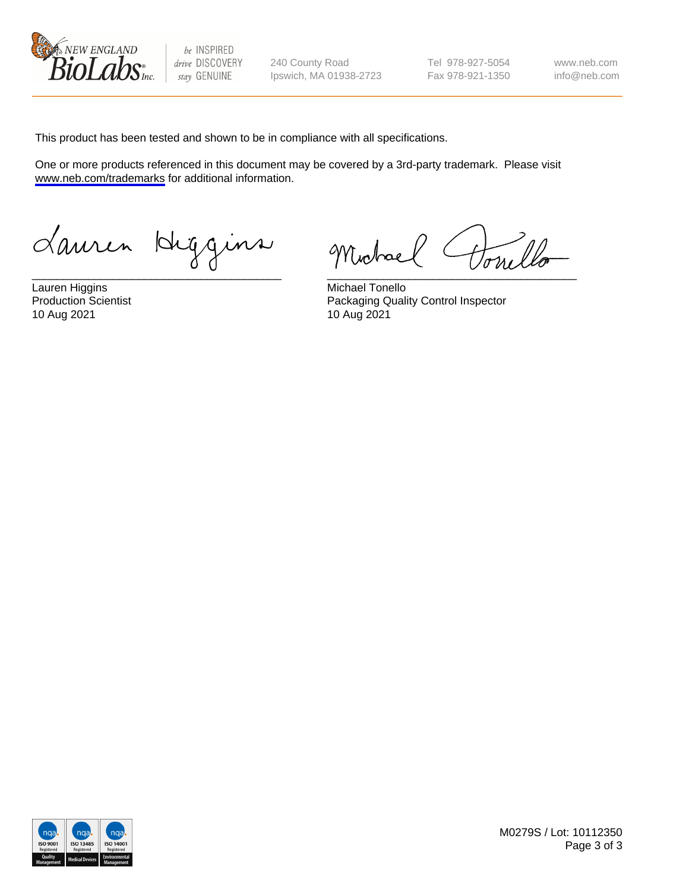This product has been tested and shown to be in compliance with all specifications.

One or more products referenced in this document may be covered by a 3rd-party trademark. Please visit www.neb.com/trademarks for additional information.

Lauren Higgins
Production Scientist
10 Aug 2021

Michael Tonello
Packaging Quality Control Inspector
10 Aug 2021

M0279S / Lot: 10112350